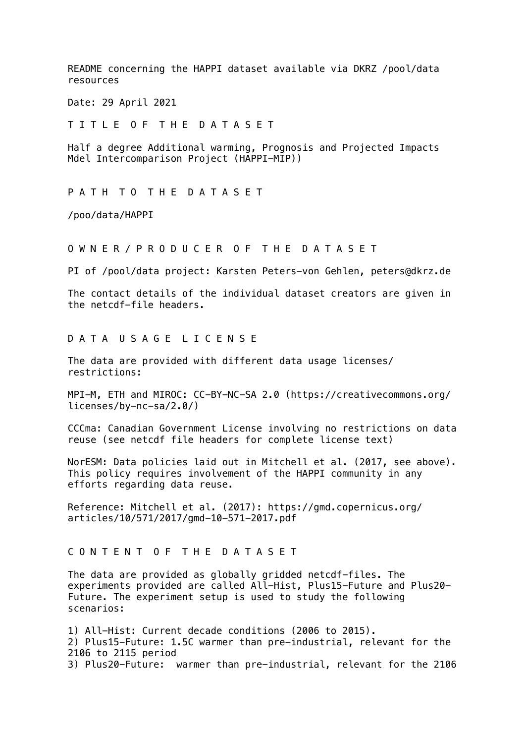README concerning the HAPPI dataset available via DKRZ /pool/data resources

Date: 29 April 2021

## T I T L E  O F  T H E  D A T A S E T

Half a degree Additional warming, Prognosis and Projected Impacts Mdel Intercomparison Project (HAPPI-MIP))

## P A T H  T O  T H E  D A T A S E T

/poo/data/HAPPI

## O W N E R / P R O D U C E R  O F  T H E  D A T A S E T

PI of /pool/data project: Karsten Peters-von Gehlen, peters@dkrz.de

The contact details of the individual dataset creators are given in the netcdf-file headers.

## D A T A  U S A G E  L I C E N S E

The data are provided with different data usage licenses/restrictions:

MPI-M, ETH and MIROC: CC-BY-NC-SA 2.0 (https://creativecommons.org/licenses/by-nc-sa/2.0/)

CCCma: Canadian Government License involving no restrictions on data reuse (see netcdf file headers for complete license text)

NorESM: Data policies laid out in Mitchell et al. (2017, see above). This policy requires involvement of the HAPPI community in any efforts regarding data reuse.

Reference: Mitchell et al. (2017): https://gmd.copernicus.org/articles/10/571/2017/gmd-10-571-2017.pdf

## C O N T E N T  O F  T H E  D A T A S E T

The data are provided as globally gridded netcdf-files. The experiments provided are called All-Hist, Plus15-Future and Plus20-Future. The experiment setup is used to study the following scenarios:

1) All-Hist: Current decade conditions (2006 to 2015).
2) Plus15-Future: 1.5C warmer than pre-industrial, relevant for the 2106 to 2115 period
3) Plus20-Future:  warmer than pre-industrial, relevant for the 2106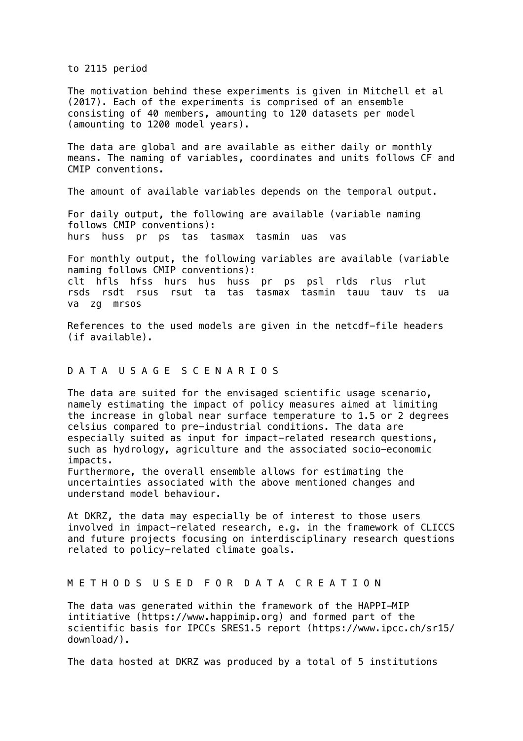to 2115 period

The motivation behind these experiments is given in Mitchell et al (2017). Each of the experiments is comprised of an ensemble consisting of 40 members, amounting to 120 datasets per model (amounting to 1200 model years).

The data are global and are available as either daily or monthly means. The naming of variables, coordinates and units follows CF and CMIP conventions.

The amount of available variables depends on the temporal output.

For daily output, the following are available (variable naming follows CMIP conventions):
hurs huss pr ps tas tasmax tasmin uas vas

For monthly output, the following variables are available (variable naming follows CMIP conventions):
clt hfls hfss hurs hus huss pr ps psl rlds rlus rlut rsds rsdt rsus rsut ta tas tasmax tasmin tauu tauv ts ua va zg mrsos

References to the used models are given in the netcdf-file headers (if available).

## D A T A U S A G E S C E N A R I O S

The data are suited for the envisaged scientific usage scenario, namely estimating the impact of policy measures aimed at limiting the increase in global near surface temperature to 1.5 or 2 degrees celsius compared to pre-industrial conditions. The data are especially suited as input for impact-related research questions, such as hydrology, agriculture and the associated socio-economic impacts.
Furthermore, the overall ensemble allows for estimating the uncertainties associated with the above mentioned changes and understand model behaviour.

At DKRZ, the data may especially be of interest to those users involved in impact-related research, e.g. in the framework of CLICCS and future projects focusing on interdisciplinary research questions related to policy-related climate goals.

## M E T H O D S U S E D F O R D A T A C R E A T I O N

The data was generated within the framework of the HAPPI-MIP intitiative (https://www.happimip.org) and formed part of the scientific basis for IPCCs SRES1.5 report (https://www.ipcc.ch/sr15/download/).

The data hosted at DKRZ was produced by a total of 5 institutions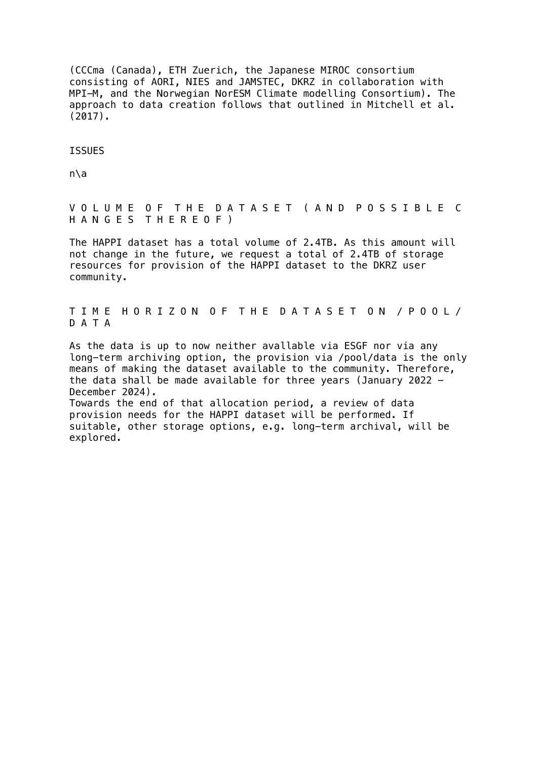(CCCma (Canada), ETH Zuerich, the Japanese MIROC consortium consisting of AORI, NIES and JAMSTEC, DKRZ in collaboration with MPI-M, and the Norwegian NorESM Climate modelling Consortium). The approach to data creation follows that outlined in Mitchell et al. (2017).

## ISSUES

n\a

## VOLUME OF THE DATASET (AND POSSIBLE CHANGES THEREOF)

The HAPPI dataset has a total volume of 2.4TB. As this amount will not change in the future, we request a total of 2.4TB of storage resources for provision of the HAPPI dataset to the DKRZ user community.

## TIME HORIZON OF THE DATASET ON /POOL/DATA

As the data is up to now neither avallable via ESGF nor via any long-term archiving option, the provision via /pool/data is the only means of making the dataset available to the community. Therefore, the data shall be made available for three years (January 2022 - December 2024).
Towards the end of that allocation period, a review of data provision needs for the HAPPI dataset will be performed. If suitable, other storage options, e.g. long-term archival, will be explored.